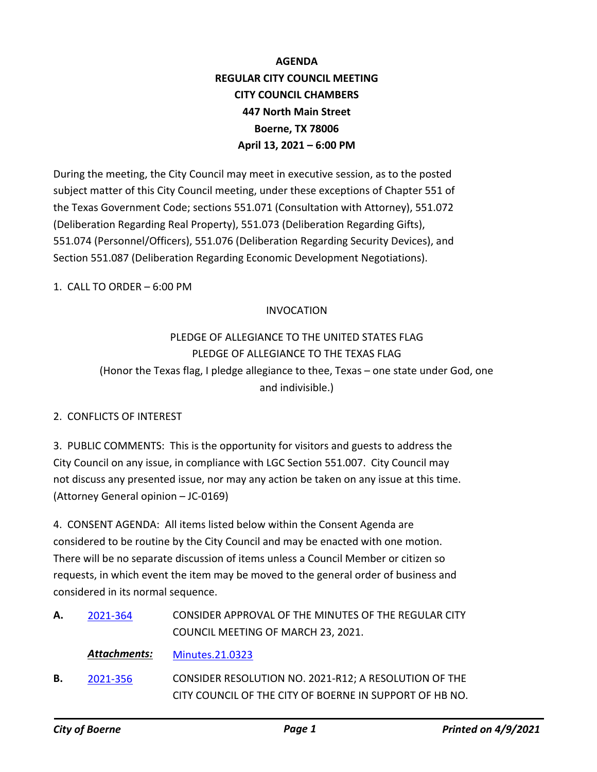**AGENDA**
**REGULAR CITY COUNCIL MEETING**
**CITY COUNCIL CHAMBERS**
**447 North Main Street**
**Boerne, TX 78006**
**April 13, 2021 – 6:00 PM**

During the meeting, the City Council may meet in executive session, as to the posted subject matter of this City Council meeting, under these exceptions of Chapter 551 of the Texas Government Code; sections 551.071 (Consultation with Attorney), 551.072 (Deliberation Regarding Real Property), 551.073 (Deliberation Regarding Gifts), 551.074 (Personnel/Officers), 551.076 (Deliberation Regarding Security Devices), and Section 551.087 (Deliberation Regarding Economic Development Negotiations).

1. CALL TO ORDER – 6:00 PM

INVOCATION

PLEDGE OF ALLEGIANCE TO THE UNITED STATES FLAG
PLEDGE OF ALLEGIANCE TO THE TEXAS FLAG
(Honor the Texas flag, I pledge allegiance to thee, Texas – one state under God, one and indivisible.)

2. CONFLICTS OF INTEREST

3. PUBLIC COMMENTS: This is the opportunity for visitors and guests to address the City Council on any issue, in compliance with LGC Section 551.007. City Council may not discuss any presented issue, nor may any action be taken on any issue at this time. (Attorney General opinion – JC-0169)

4. CONSENT AGENDA: All items listed below within the Consent Agenda are considered to be routine by the City Council and may be enacted with one motion. There will be no separate discussion of items unless a Council Member or citizen so requests, in which event the item may be moved to the general order of business and considered in its normal sequence.

**A.** 2021-364 CONSIDER APPROVAL OF THE MINUTES OF THE REGULAR CITY COUNCIL MEETING OF MARCH 23, 2021.

*Attachments:* Minutes.21.0323

**B.** 2021-356 CONSIDER RESOLUTION NO. 2021-R12; A RESOLUTION OF THE CITY COUNCIL OF THE CITY OF BOERNE IN SUPPORT OF HB NO.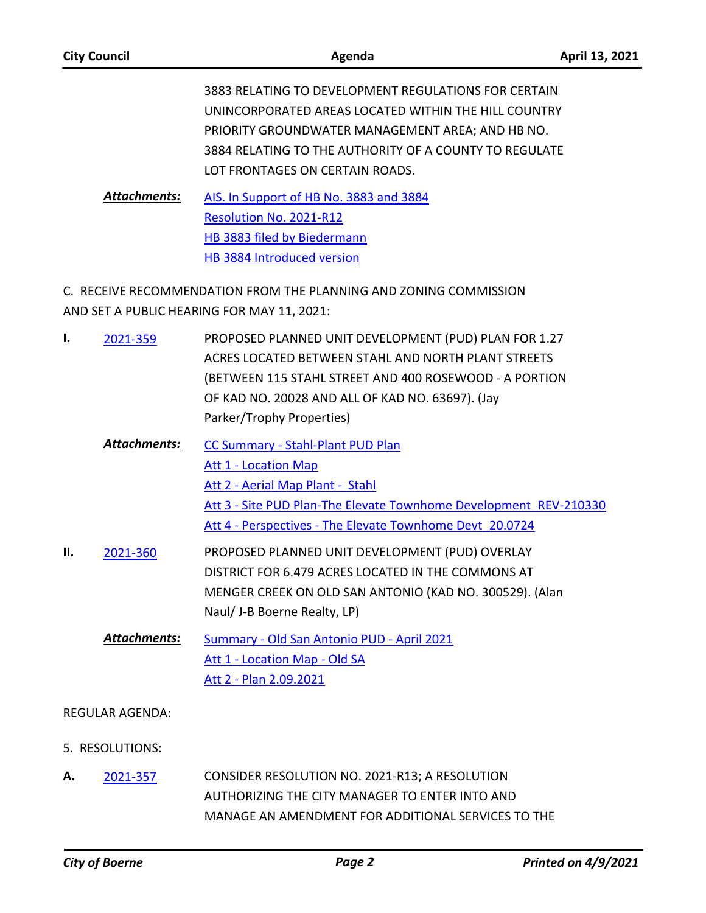3883 RELATING TO DEVELOPMENT REGULATIONS FOR CERTAIN UNINCORPORATED AREAS LOCATED WITHIN THE HILL COUNTRY PRIORITY GROUNDWATER MANAGEMENT AREA; AND HB NO. 3884 RELATING TO THE AUTHORITY OF A COUNTY TO REGULATE LOT FRONTAGES ON CERTAIN ROADS.

***Attachments:*** AIS. In Support of HB No. 3883 and 3884
Resolution No. 2021-R12
HB 3883 filed by Biedermann
HB 3884 Introduced version

C. RECEIVE RECOMMENDATION FROM THE PLANNING AND ZONING COMMISSION AND SET A PUBLIC HEARING FOR MAY 11, 2021:

**I.** 2021-359 PROPOSED PLANNED UNIT DEVELOPMENT (PUD) PLAN FOR 1.27 ACRES LOCATED BETWEEN STAHL AND NORTH PLANT STREETS (BETWEEN 115 STAHL STREET AND 400 ROSEWOOD - A PORTION OF KAD NO. 20028 AND ALL OF KAD NO. 63697). (Jay Parker/Trophy Properties)

***Attachments:*** CC Summary - Stahl-Plant PUD Plan
Att 1 - Location Map
Att 2 - Aerial Map Plant - Stahl
Att 3 - Site PUD Plan-The Elevate Townhome Development_REV-210330
Att 4 - Perspectives - The Elevate Townhome Devt_20.0724

**II.** 2021-360 PROPOSED PLANNED UNIT DEVELOPMENT (PUD) OVERLAY DISTRICT FOR 6.479 ACRES LOCATED IN THE COMMONS AT MENGER CREEK ON OLD SAN ANTONIO (KAD NO. 300529). (Alan Naul/ J-B Boerne Realty, LP)

***Attachments:*** Summary - Old San Antonio PUD - April 2021
Att 1 - Location Map - Old SA
Att 2 - Plan 2.09.2021

REGULAR AGENDA:

5. RESOLUTIONS:

**A.** 2021-357 CONSIDER RESOLUTION NO. 2021-R13; A RESOLUTION AUTHORIZING THE CITY MANAGER TO ENTER INTO AND MANAGE AN AMENDMENT FOR ADDITIONAL SERVICES TO THE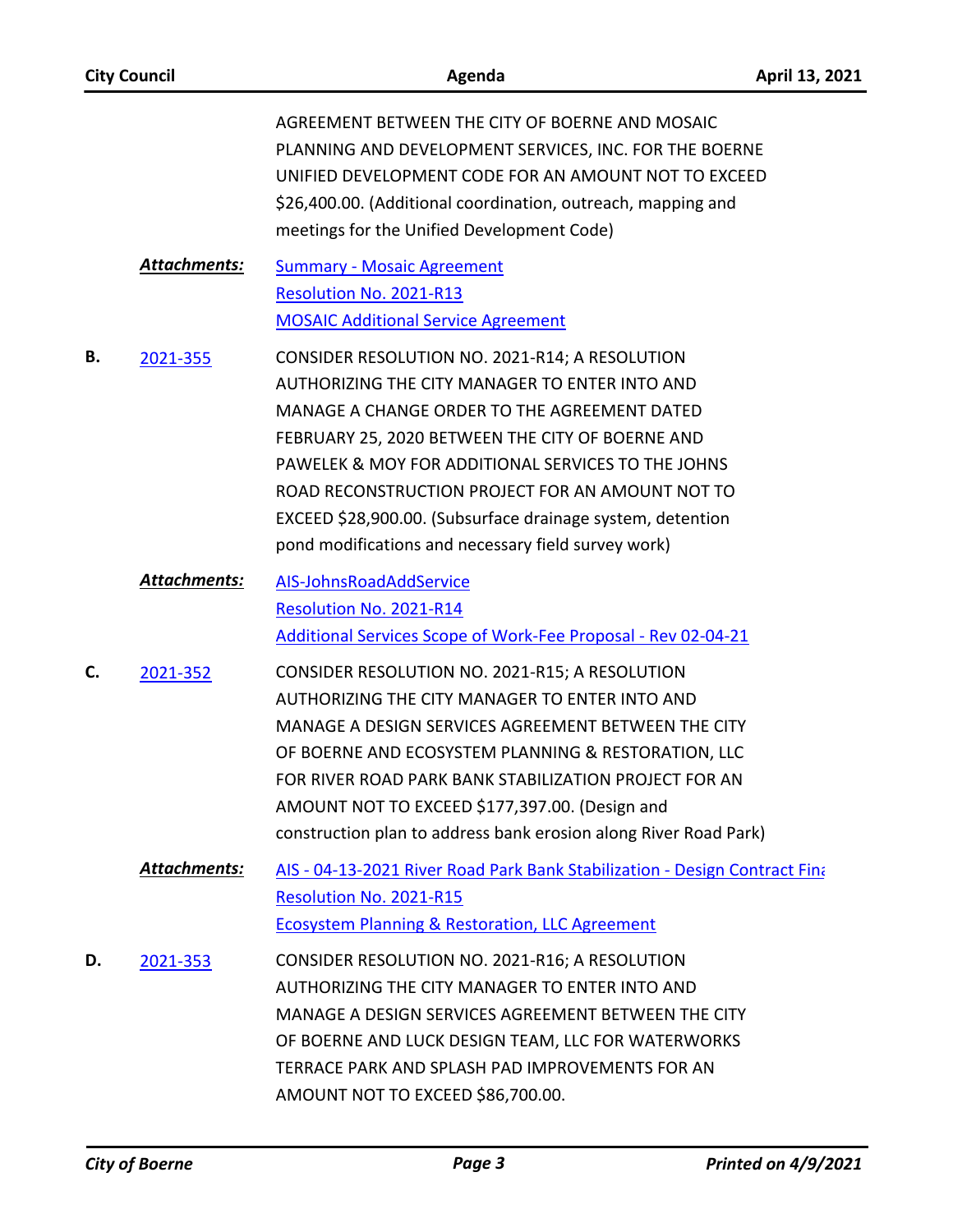AGREEMENT BETWEEN THE CITY OF BOERNE AND MOSAIC PLANNING AND DEVELOPMENT SERVICES, INC. FOR THE BOERNE UNIFIED DEVELOPMENT CODE FOR AN AMOUNT NOT TO EXCEED $26,400.00. (Additional coordination, outreach, mapping and meetings for the Unified Development Code)

***Attachments:*** Summary - Mosaic Agreement
Resolution No. 2021-R13
MOSAIC Additional Service Agreement

**B.** 2021-355 CONSIDER RESOLUTION NO. 2021-R14; A RESOLUTION AUTHORIZING THE CITY MANAGER TO ENTER INTO AND MANAGE A CHANGE ORDER TO THE AGREEMENT DATED FEBRUARY 25, 2020 BETWEEN THE CITY OF BOERNE AND PAWELEK & MOY FOR ADDITIONAL SERVICES TO THE JOHNS ROAD RECONSTRUCTION PROJECT FOR AN AMOUNT NOT TO EXCEED $28,900.00. (Subsurface drainage system, detention pond modifications and necessary field survey work)

***Attachments:*** AIS-JohnsRoadAddService
Resolution No. 2021-R14
Additional Services Scope of Work-Fee Proposal - Rev 02-04-21

**C.** 2021-352 CONSIDER RESOLUTION NO. 2021-R15; A RESOLUTION AUTHORIZING THE CITY MANAGER TO ENTER INTO AND MANAGE A DESIGN SERVICES AGREEMENT BETWEEN THE CITY OF BOERNE AND ECOSYSTEM PLANNING & RESTORATION, LLC FOR RIVER ROAD PARK BANK STABILIZATION PROJECT FOR AN AMOUNT NOT TO EXCEED $177,397.00. (Design and construction plan to address bank erosion along River Road Park)

***Attachments:*** AIS - 04-13-2021 River Road Park Bank Stabilization - Design Contract Fina
Resolution No. 2021-R15
Ecosystem Planning & Restoration, LLC Agreement

**D.** 2021-353 CONSIDER RESOLUTION NO. 2021-R16; A RESOLUTION AUTHORIZING THE CITY MANAGER TO ENTER INTO AND MANAGE A DESIGN SERVICES AGREEMENT BETWEEN THE CITY OF BOERNE AND LUCK DESIGN TEAM, LLC FOR WATERWORKS TERRACE PARK AND SPLASH PAD IMPROVEMENTS FOR AN AMOUNT NOT TO EXCEED $86,700.00.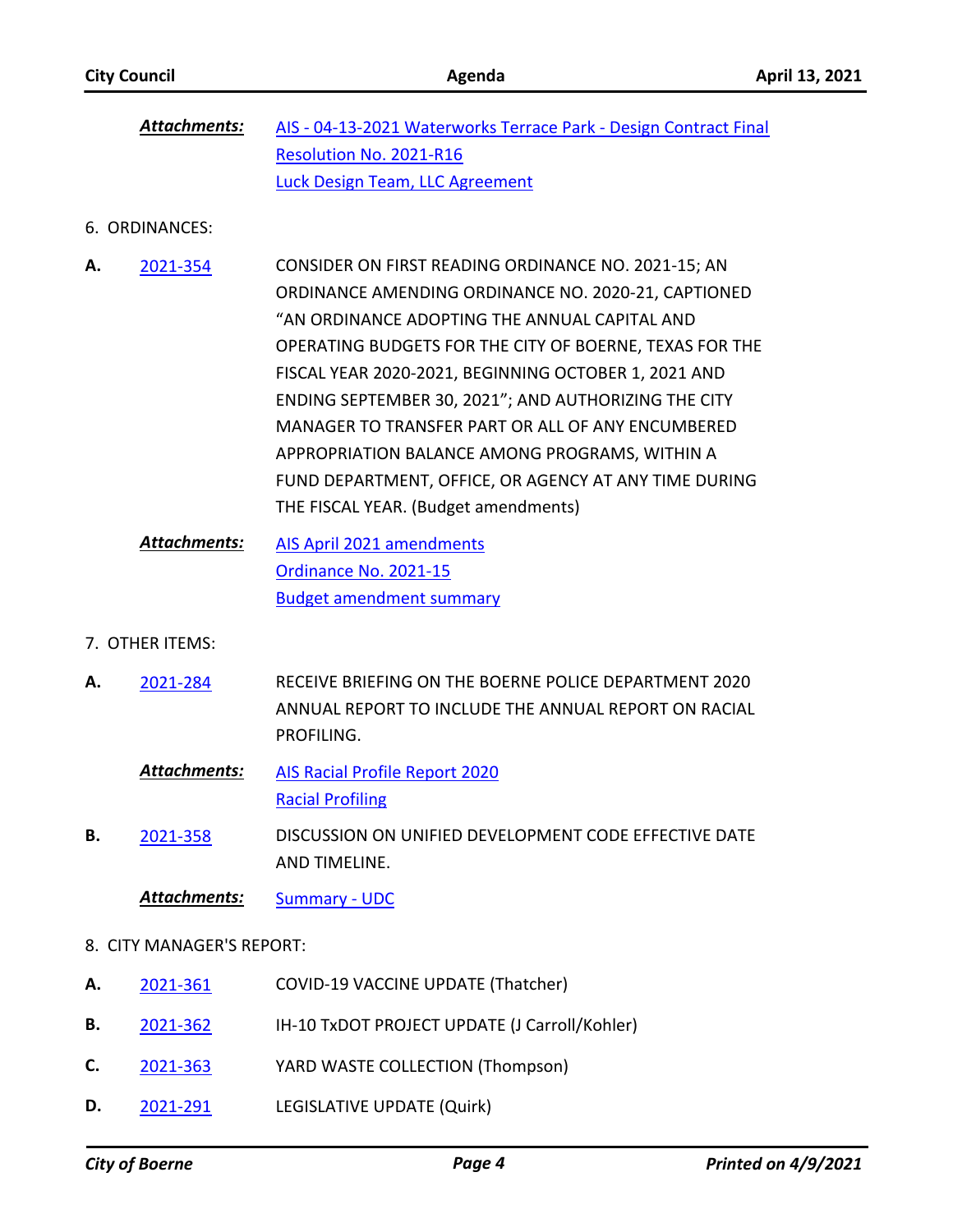***Attachments:*** AIS - 04-13-2021 Waterworks Terrace Park - Design Contract Final
Resolution No. 2021-R16
Luck Design Team, LLC Agreement

6. ORDINANCES:

**A.** 2021-354 CONSIDER ON FIRST READING ORDINANCE NO. 2021-15; AN ORDINANCE AMENDING ORDINANCE NO. 2020-21, CAPTIONED "AN ORDINANCE ADOPTING THE ANNUAL CAPITAL AND OPERATING BUDGETS FOR THE CITY OF BOERNE, TEXAS FOR THE FISCAL YEAR 2020-2021, BEGINNING OCTOBER 1, 2021 AND ENDING SEPTEMBER 30, 2021"; AND AUTHORIZING THE CITY MANAGER TO TRANSFER PART OR ALL OF ANY ENCUMBERED APPROPRIATION BALANCE AMONG PROGRAMS, WITHIN A FUND DEPARTMENT, OFFICE, OR AGENCY AT ANY TIME DURING THE FISCAL YEAR. (Budget amendments)

***Attachments:*** AIS April 2021 amendments
Ordinance No. 2021-15
Budget amendment summary

7. OTHER ITEMS:

**A.** 2021-284 RECEIVE BRIEFING ON THE BOERNE POLICE DEPARTMENT 2020 ANNUAL REPORT TO INCLUDE THE ANNUAL REPORT ON RACIAL PROFILING.

***Attachments:*** AIS Racial Profile Report 2020
Racial Profiling

**B.** 2021-358 DISCUSSION ON UNIFIED DEVELOPMENT CODE EFFECTIVE DATE AND TIMELINE.

***Attachments:*** Summary - UDC

8. CITY MANAGER'S REPORT:

**A.** 2021-361 COVID-19 VACCINE UPDATE (Thatcher)

**B.** 2021-362 IH-10 TxDOT PROJECT UPDATE (J Carroll/Kohler)

**C.** 2021-363 YARD WASTE COLLECTION (Thompson)

**D.** 2021-291 LEGISLATIVE UPDATE (Quirk)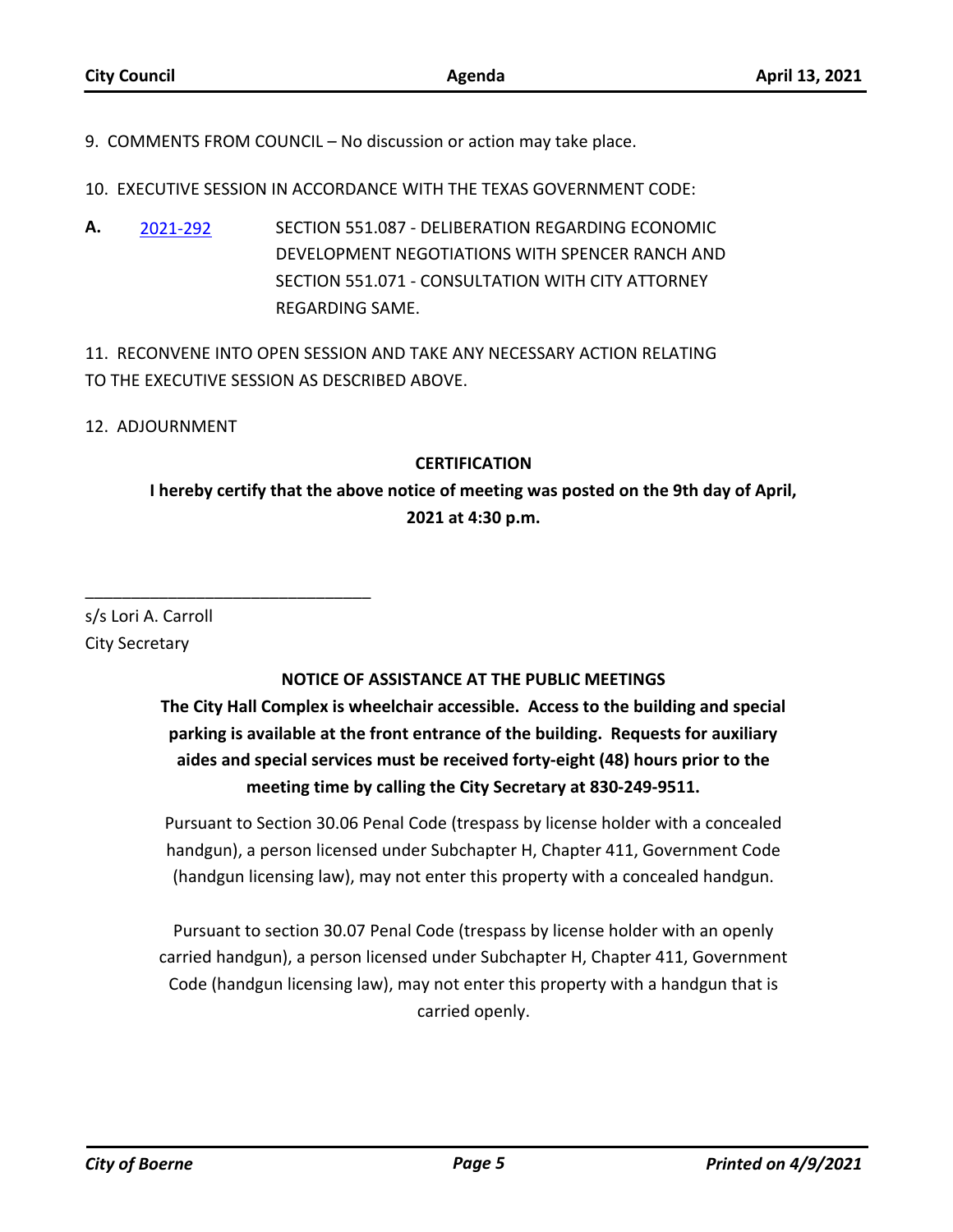9. COMMENTS FROM COUNCIL – No discussion or action may take place.

10. EXECUTIVE SESSION IN ACCORDANCE WITH THE TEXAS GOVERNMENT CODE:

**A.** [2021-292](2021-292) SECTION 551.087 - DELIBERATION REGARDING ECONOMIC DEVELOPMENT NEGOTIATIONS WITH SPENCER RANCH AND SECTION 551.071 - CONSULTATION WITH CITY ATTORNEY REGARDING SAME.

11. RECONVENE INTO OPEN SESSION AND TAKE ANY NECESSARY ACTION RELATING TO THE EXECUTIVE SESSION AS DESCRIBED ABOVE.

12. ADJOURNMENT

**CERTIFICATION**

**I hereby certify that the above notice of meeting was posted on the 9th day of April, 2021 at 4:30 p.m.**

_______________________________

s/s Lori A. Carroll
City Secretary

**NOTICE OF ASSISTANCE AT THE PUBLIC MEETINGS**

**The City Hall Complex is wheelchair accessible. Access to the building and special parking is available at the front entrance of the building. Requests for auxiliary aides and special services must be received forty-eight (48) hours prior to the meeting time by calling the City Secretary at 830-249-9511.**

Pursuant to Section 30.06 Penal Code (trespass by license holder with a concealed handgun), a person licensed under Subchapter H, Chapter 411, Government Code (handgun licensing law), may not enter this property with a concealed handgun.

Pursuant to section 30.07 Penal Code (trespass by license holder with an openly carried handgun), a person licensed under Subchapter H, Chapter 411, Government Code (handgun licensing law), may not enter this property with a handgun that is carried openly.